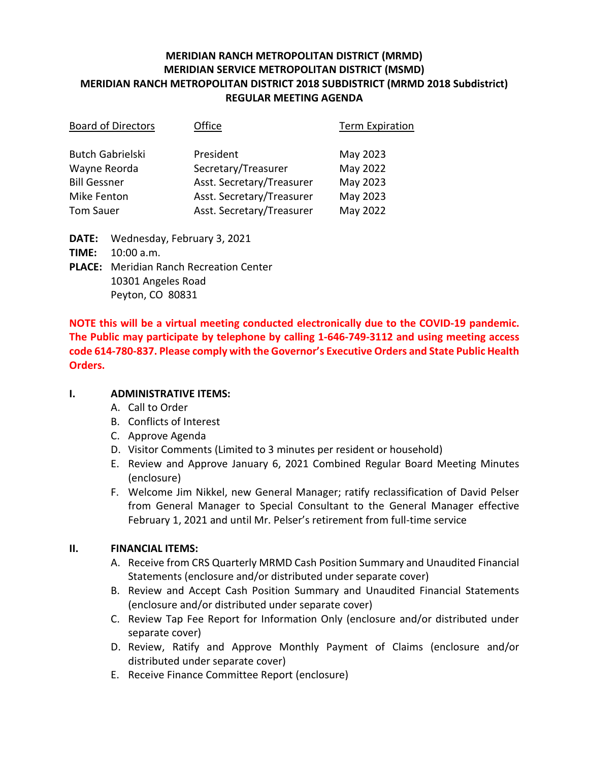# MERIDIAN RANCH METROPOLITAN DISTRICT (MRMD)
# MERIDIAN SERVICE METROPOLITAN DISTRICT (MSMD)
# MERIDIAN RANCH METROPOLITAN DISTRICT 2018 SUBDISTRICT (MRMD 2018 Subdistrict)
# REGULAR MEETING AGENDA

| Board of Directors | Office | Term Expiration |
|---|---|---|
| Butch Gabrielski | President | May 2023 |
| Wayne Reorda | Secretary/Treasurer | May 2022 |
| Bill Gessner | Asst. Secretary/Treasurer | May 2023 |
| Mike Fenton | Asst. Secretary/Treasurer | May 2023 |
| Tom Sauer | Asst. Secretary/Treasurer | May 2022 |

**DATE:** Wednesday, February 3, 2021

**TIME:** 10:00 a.m.

**PLACE:** Meridian Ranch Recreation Center
10301 Angeles Road
Peyton, CO 80831

**NOTE this will be a virtual meeting conducted electronically due to the COVID-19 pandemic. The Public may participate by telephone by calling 1-646-749-3112 and using meeting access code 614-780-837. Please comply with the Governor's Executive Orders and State Public Health Orders.**

## I. ADMINISTRATIVE ITEMS:

A. Call to Order
B. Conflicts of Interest
C. Approve Agenda
D. Visitor Comments (Limited to 3 minutes per resident or household)
E. Review and Approve January 6, 2021 Combined Regular Board Meeting Minutes (enclosure)
F. Welcome Jim Nikkel, new General Manager; ratify reclassification of David Pelser from General Manager to Special Consultant to the General Manager effective February 1, 2021 and until Mr. Pelser's retirement from full-time service

## II. FINANCIAL ITEMS:

A. Receive from CRS Quarterly MRMD Cash Position Summary and Unaudited Financial Statements (enclosure and/or distributed under separate cover)
B. Review and Accept Cash Position Summary and Unaudited Financial Statements (enclosure and/or distributed under separate cover)
C. Review Tap Fee Report for Information Only (enclosure and/or distributed under separate cover)
D. Review, Ratify and Approve Monthly Payment of Claims (enclosure and/or distributed under separate cover)
E. Receive Finance Committee Report (enclosure)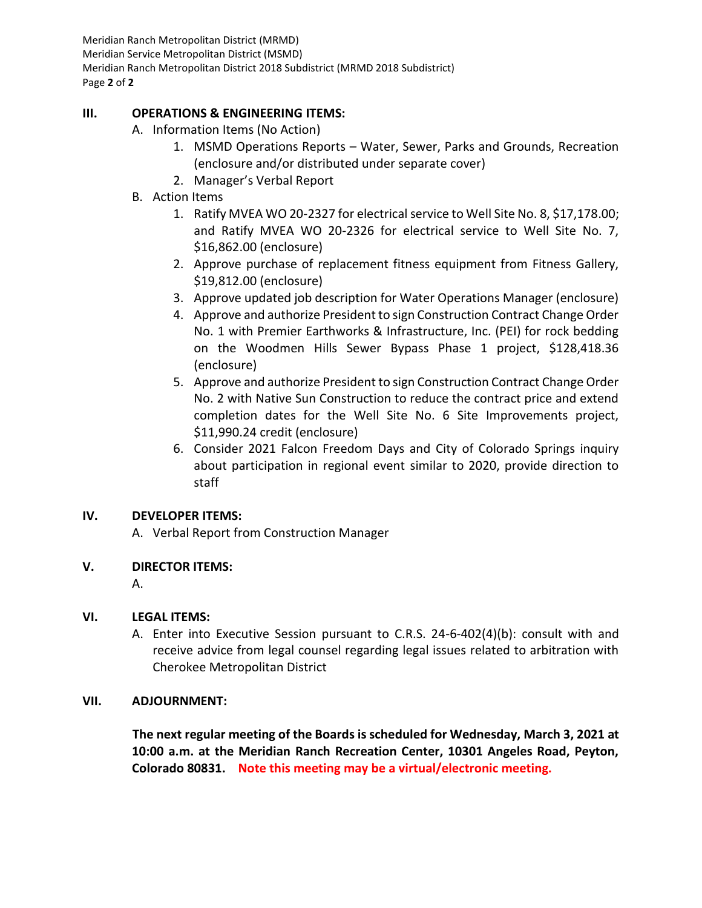## III. OPERATIONS & ENGINEERING ITEMS:

A. Information Items (No Action)
   1. MSMD Operations Reports – Water, Sewer, Parks and Grounds, Recreation (enclosure and/or distributed under separate cover)
   2. Manager's Verbal Report

B. Action Items
   1. Ratify MVEA WO 20-2327 for electrical service to Well Site No. 8, $17,178.00; and Ratify MVEA WO 20-2326 for electrical service to Well Site No. 7, $16,862.00 (enclosure)
   2. Approve purchase of replacement fitness equipment from Fitness Gallery, $19,812.00 (enclosure)
   3. Approve updated job description for Water Operations Manager (enclosure)
   4. Approve and authorize President to sign Construction Contract Change Order No. 1 with Premier Earthworks & Infrastructure, Inc. (PEI) for rock bedding on the Woodmen Hills Sewer Bypass Phase 1 project, $128,418.36 (enclosure)
   5. Approve and authorize President to sign Construction Contract Change Order No. 2 with Native Sun Construction to reduce the contract price and extend completion dates for the Well Site No. 6 Site Improvements project, $11,990.24 credit (enclosure)
   6. Consider 2021 Falcon Freedom Days and City of Colorado Springs inquiry about participation in regional event similar to 2020, provide direction to staff

## IV. DEVELOPER ITEMS:

A. Verbal Report from Construction Manager

## V. DIRECTOR ITEMS:

A.

## VI. LEGAL ITEMS:

A. Enter into Executive Session pursuant to C.R.S. 24-6-402(4)(b): consult with and receive advice from legal counsel regarding legal issues related to arbitration with Cherokee Metropolitan District

## VII. ADJOURNMENT:

**The next regular meeting of the Boards is scheduled for Wednesday, March 3, 2021 at 10:00 a.m. at the Meridian Ranch Recreation Center, 10301 Angeles Road, Peyton, Colorado 80831. Note this meeting may be a virtual/electronic meeting.**